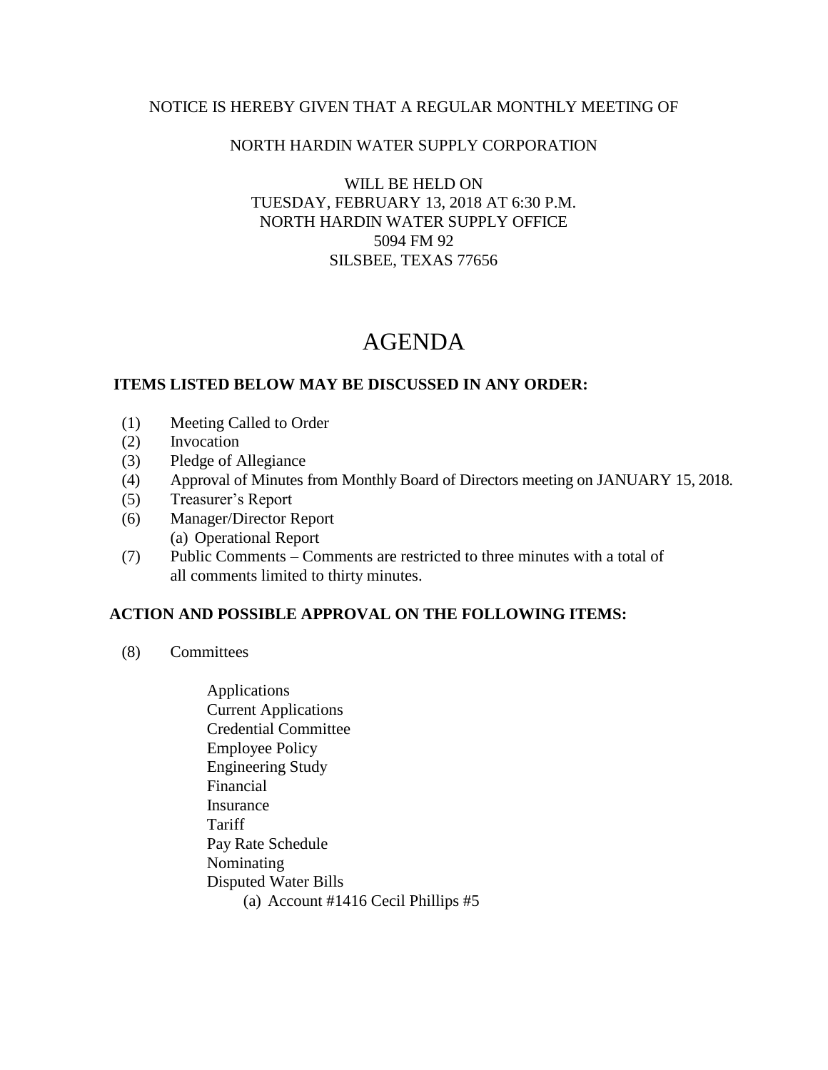NOTICE IS HEREBY GIVEN THAT A REGULAR MONTHLY MEETING OF

NORTH HARDIN WATER SUPPLY CORPORATION

WILL BE HELD ON
TUESDAY, FEBRUARY 13, 2018 AT 6:30 P.M.
NORTH HARDIN WATER SUPPLY OFFICE
5094 FM 92
SILSBEE, TEXAS 77656

# AGENDA

**ITEMS LISTED BELOW MAY BE DISCUSSED IN ANY ORDER:**

(1) Meeting Called to Order
(2) Invocation
(3) Pledge of Allegiance
(4) Approval of Minutes from Monthly Board of Directors meeting on JANUARY 15, 2018.
(5) Treasurer's Report
(6) Manager/Director Report
  (a) Operational Report
(7) Public Comments – Comments are restricted to three minutes with a total of all comments limited to thirty minutes.

**ACTION AND POSSIBLE APPROVAL ON THE FOLLOWING ITEMS:**

(8) Committees

- Applications
- Current Applications
- Credential Committee
- Employee Policy
- Engineering Study
- Financial
- Insurance
- Tariff
- Pay Rate Schedule
- Nominating
- Disputed Water Bills
  - (a) Account #1416 Cecil Phillips #5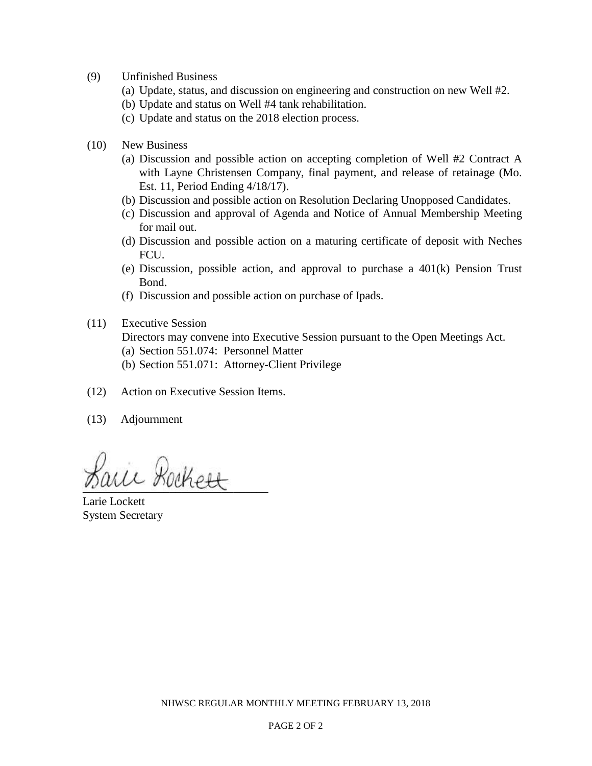(9) Unfinished Business

(a) Update, status, and discussion on engineering and construction on new Well #2.
(b) Update and status on Well #4 tank rehabilitation.
(c) Update and status on the 2018 election process.

(10) New Business

(a) Discussion and possible action on accepting completion of Well #2 Contract A with Layne Christensen Company, final payment, and release of retainage (Mo. Est. 11, Period Ending 4/18/17).
(b) Discussion and possible action on Resolution Declaring Unopposed Candidates.
(c) Discussion and approval of Agenda and Notice of Annual Membership Meeting for mail out.
(d) Discussion and possible action on a maturing certificate of deposit with Neches FCU.
(e) Discussion, possible action, and approval to purchase a 401(k) Pension Trust Bond.
(f) Discussion and possible action on purchase of Ipads.

(11) Executive Session

Directors may convene into Executive Session pursuant to the Open Meetings Act.

(a) Section 551.074: Personnel Matter
(b) Section 551.071: Attorney-Client Privilege

(12) Action on Executive Session Items.

(13) Adjournment

Larie Lockett

Larie Lockett
System Secretary

NHWSC REGULAR MONTHLY MEETING FEBRUARY 13, 2018